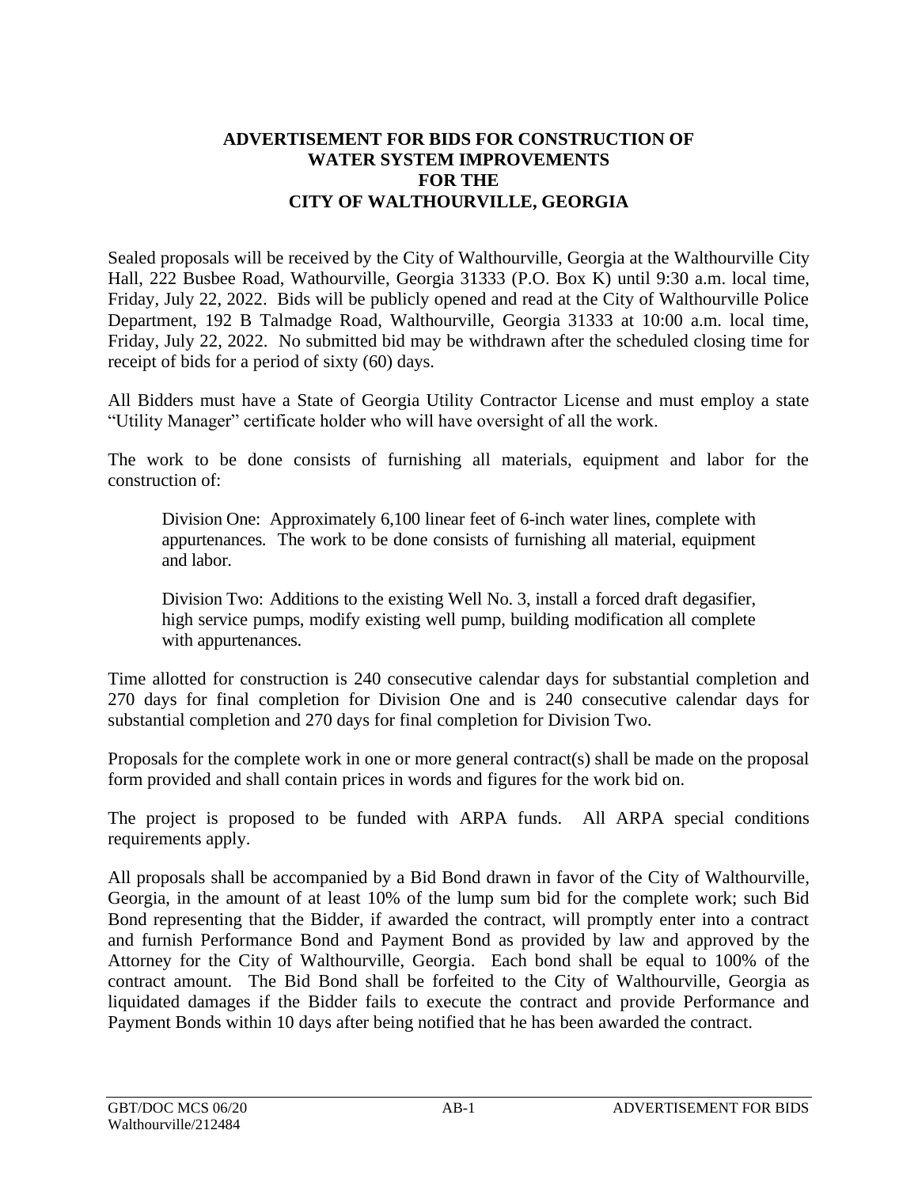# ADVERTISEMENT FOR BIDS FOR CONSTRUCTION OF WATER SYSTEM IMPROVEMENTS FOR THE CITY OF WALTHOURVILLE, GEORGIA

Sealed proposals will be received by the City of Walthourville, Georgia at the Walthourville City Hall, 222 Busbee Road, Wathourville, Georgia 31333 (P.O. Box K) until 9:30 a.m. local time, Friday, July 22, 2022. Bids will be publicly opened and read at the City of Walthourville Police Department, 192 B Talmadge Road, Walthourville, Georgia 31333 at 10:00 a.m. local time, Friday, July 22, 2022. No submitted bid may be withdrawn after the scheduled closing time for receipt of bids for a period of sixty (60) days.

All Bidders must have a State of Georgia Utility Contractor License and must employ a state "Utility Manager" certificate holder who will have oversight of all the work.

The work to be done consists of furnishing all materials, equipment and labor for the construction of:

> Division One: Approximately 6,100 linear feet of 6-inch water lines, complete with appurtenances. The work to be done consists of furnishing all material, equipment and labor.
>
> Division Two: Additions to the existing Well No. 3, install a forced draft degasifier, high service pumps, modify existing well pump, building modification all complete with appurtenances.

Time allotted for construction is 240 consecutive calendar days for substantial completion and 270 days for final completion for Division One and is 240 consecutive calendar days for substantial completion and 270 days for final completion for Division Two.

Proposals for the complete work in one or more general contract(s) shall be made on the proposal form provided and shall contain prices in words and figures for the work bid on.

The project is proposed to be funded with ARPA funds. All ARPA special conditions requirements apply.

All proposals shall be accompanied by a Bid Bond drawn in favor of the City of Walthourville, Georgia, in the amount of at least 10% of the lump sum bid for the complete work; such Bid Bond representing that the Bidder, if awarded the contract, will promptly enter into a contract and furnish Performance Bond and Payment Bond as provided by law and approved by the Attorney for the City of Walthourville, Georgia. Each bond shall be equal to 100% of the contract amount. The Bid Bond shall be forfeited to the City of Walthourville, Georgia as liquidated damages if the Bidder fails to execute the contract and provide Performance and Payment Bonds within 10 days after being notified that he has been awarded the contract.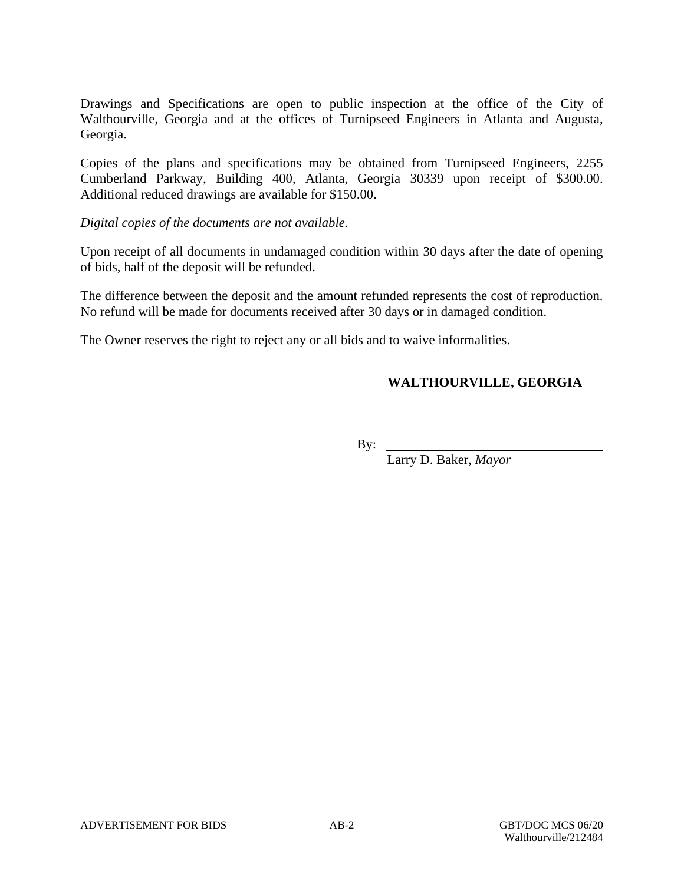Drawings and Specifications are open to public inspection at the office of the City of Walthourville, Georgia and at the offices of Turnipseed Engineers in Atlanta and Augusta, Georgia.

Copies of the plans and specifications may be obtained from Turnipseed Engineers, 2255 Cumberland Parkway, Building 400, Atlanta, Georgia 30339 upon receipt of $300.00. Additional reduced drawings are available for $150.00.

*Digital copies of the documents are not available.*

Upon receipt of all documents in undamaged condition within 30 days after the date of opening of bids, half of the deposit will be refunded.

The difference between the deposit and the amount refunded represents the cost of reproduction. No refund will be made for documents received after 30 days or in damaged condition.

The Owner reserves the right to reject any or all bids and to waive informalities.

**WALTHOURVILLE, GEORGIA**

By: ________________________________

Larry D. Baker, *Mayor*